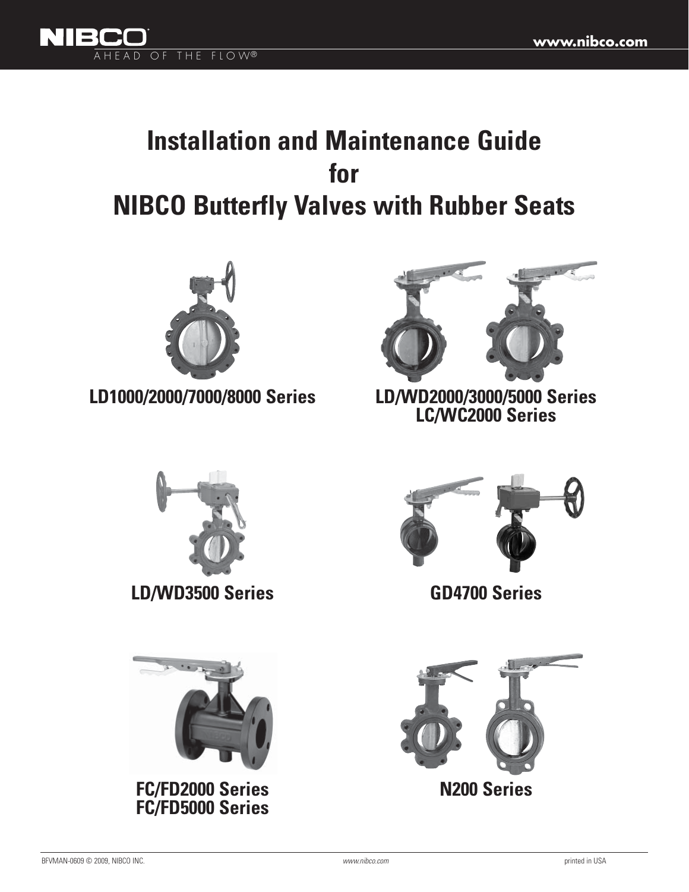# Installation and Maintenance Guide for NIBCO Butterfly Valves with Rubber Seats

LD1000/2000/7000/8000 Series

LD/WD2000/3000/5000 Series
LC/WC2000 Series

LD/WD3500 Series

GD4700 Series

FC/FD2000 Series
FC/FD5000 Series

N200 Series

BFVMAN-0609 © 2009, NIBCO INC.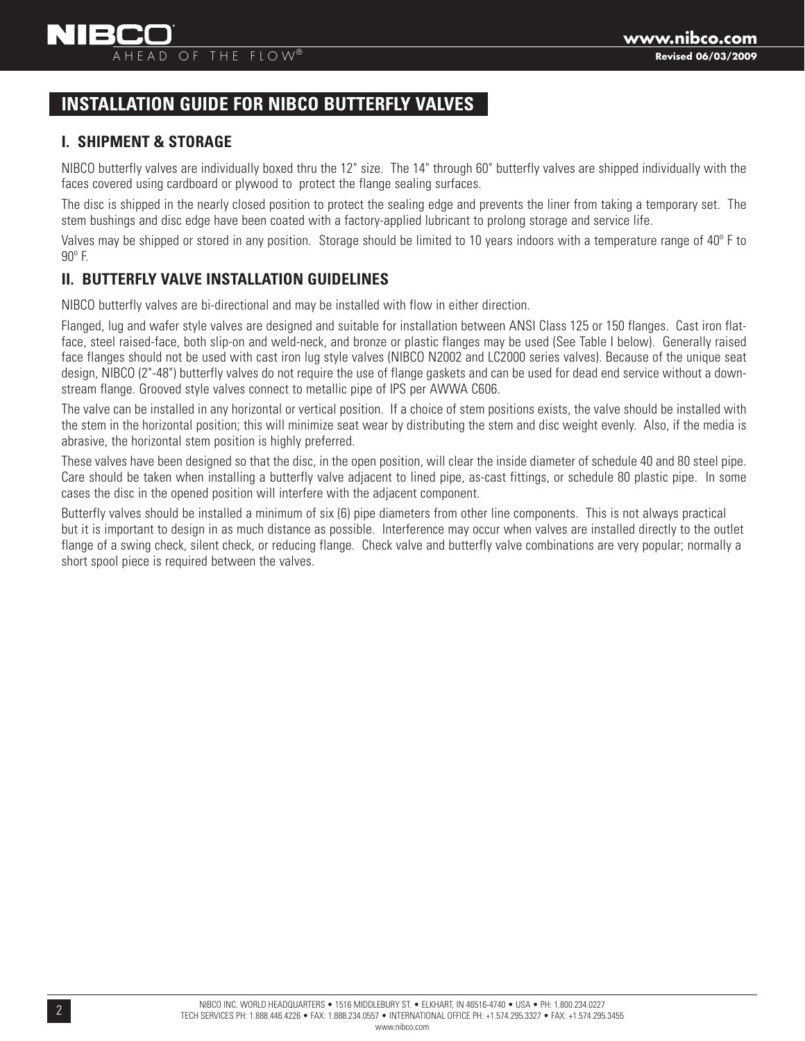# INSTALLATION GUIDE FOR NIBCO BUTTERFLY VALVES

## I. SHIPMENT & STORAGE

NIBCO butterfly valves are individually boxed thru the 12" size. The 14" through 60" butterfly valves are shipped individually with the faces covered using cardboard or plywood to protect the flange sealing surfaces.

The disc is shipped in the nearly closed position to protect the sealing edge and prevents the liner from taking a temporary set. The stem bushings and disc edge have been coated with a factory-applied lubricant to prolong storage and service life.

Valves may be shipped or stored in any position. Storage should be limited to 10 years indoors with a temperature range of 40° F to 90° F.

## II. BUTTERFLY VALVE INSTALLATION GUIDELINES

NIBCO butterfly valves are bi-directional and may be installed with flow in either direction.

Flanged, lug and wafer style valves are designed and suitable for installation between ANSI Class 125 or 150 flanges. Cast iron flat-face, steel raised-face, both slip-on and weld-neck, and bronze or plastic flanges may be used (See Table I below). Generally raised face flanges should not be used with cast iron lug style valves (NIBCO N2002 and LC2000 series valves). Because of the unique seat design, NIBCO (2"-48") butterfly valves do not require the use of flange gaskets and can be used for dead end service without a downstream flange. Grooved style valves connect to metallic pipe of IPS per AWWA C606.

The valve can be installed in any horizontal or vertical position. If a choice of stem positions exists, the valve should be installed with the stem in the horizontal position; this will minimize seat wear by distributing the stem and disc weight evenly. Also, if the media is abrasive, the horizontal stem position is highly preferred.

These valves have been designed so that the disc, in the open position, will clear the inside diameter of schedule 40 and 80 steel pipe. Care should be taken when installing a butterfly valve adjacent to lined pipe, as-cast fittings, or schedule 80 plastic pipe. In some cases the disc in the opened position will interfere with the adjacent component.

Butterfly valves should be installed a minimum of six (6) pipe diameters from other line components. This is not always practical but it is important to design in as much distance as possible. Interference may occur when valves are installed directly to the outlet flange of a swing check, silent check, or reducing flange. Check valve and butterfly valve combinations are very popular; normally a short spool piece is required between the valves.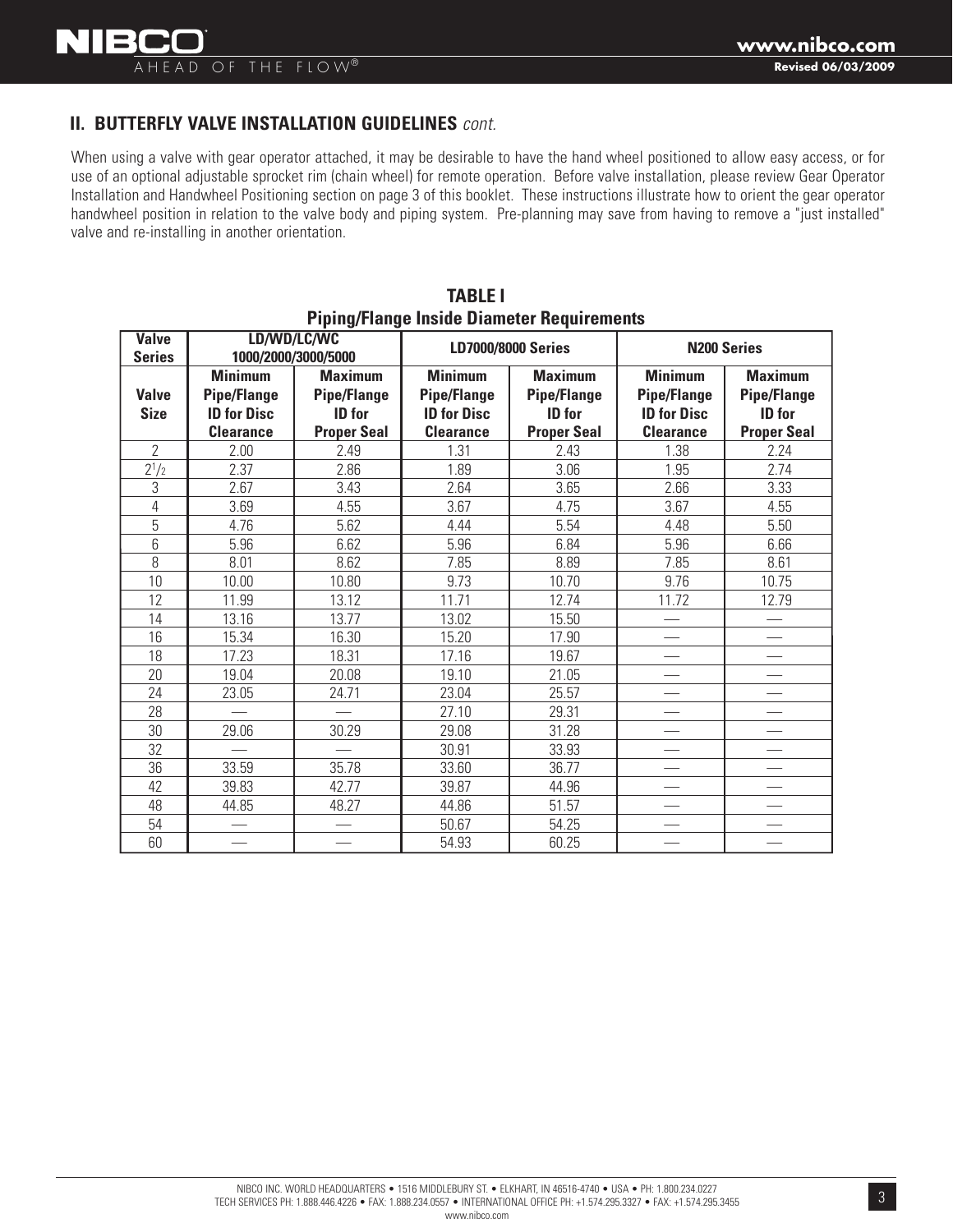## II. BUTTERFLY VALVE INSTALLATION GUIDELINES *cont.*

When using a valve with gear operator attached, it may be desirable to have the hand wheel positioned to allow easy access, or for use of an optional adjustable sprocket rim (chain wheel) for remote operation. Before valve installation, please review Gear Operator Installation and Handwheel Positioning section on page 3 of this booklet. These instructions illustrate how to orient the gear operator handwheel position in relation to the valve body and piping system. Pre-planning may save from having to remove a "just installed" valve and re-installing in another orientation.

**TABLE I**
**Piping/Flange Inside Diameter Requirements**

| Valve Series | LD/WD/LC/WC 1000/2000/3000/5000 | | LD7000/8000 Series | | N200 Series | |
|---|---|---|---|---|---|---|
| **Valve Size** | **Minimum Pipe/Flange ID for Disc Clearance** | **Maximum Pipe/Flange ID for Proper Seal** | **Minimum Pipe/Flange ID for Disc Clearance** | **Maximum Pipe/Flange ID for Proper Seal** | **Minimum Pipe/Flange ID for Disc Clearance** | **Maximum Pipe/Flange ID for Proper Seal** |
| 2 | 2.00 | 2.49 | 1.31 | 2.43 | 1.38 | 2.24 |
| 2 1/2 | 2.37 | 2.86 | 1.89 | 3.06 | 1.95 | 2.74 |
| 3 | 2.67 | 3.43 | 2.64 | 3.65 | 2.66 | 3.33 |
| 4 | 3.69 | 4.55 | 3.67 | 4.75 | 3.67 | 4.55 |
| 5 | 4.76 | 5.62 | 4.44 | 5.54 | 4.48 | 5.50 |
| 6 | 5.96 | 6.62 | 5.96 | 6.84 | 5.96 | 6.66 |
| 8 | 8.01 | 8.62 | 7.85 | 8.89 | 7.85 | 8.61 |
| 10 | 10.00 | 10.80 | 9.73 | 10.70 | 9.76 | 10.75 |
| 12 | 11.99 | 13.12 | 11.71 | 12.74 | 11.72 | 12.79 |
| 14 | 13.16 | 13.77 | 13.02 | 15.50 | — | — |
| 16 | 15.34 | 16.30 | 15.20 | 17.90 | — | — |
| 18 | 17.23 | 18.31 | 17.16 | 19.67 | — | — |
| 20 | 19.04 | 20.08 | 19.10 | 21.05 | — | — |
| 24 | 23.05 | 24.71 | 23.04 | 25.57 | — | — |
| 28 | — | — | 27.10 | 29.31 | — | — |
| 30 | 29.06 | 30.29 | 29.08 | 31.28 | — | — |
| 32 | — | — | 30.91 | 33.93 | — | — |
| 36 | 33.59 | 35.78 | 33.60 | 36.77 | — | — |
| 42 | 39.83 | 42.77 | 39.87 | 44.96 | — | — |
| 48 | 44.85 | 48.27 | 44.86 | 51.57 | — | — |
| 54 | — | — | 50.67 | 54.25 | — | — |
| 60 | — | — | 54.93 | 60.25 | — | — |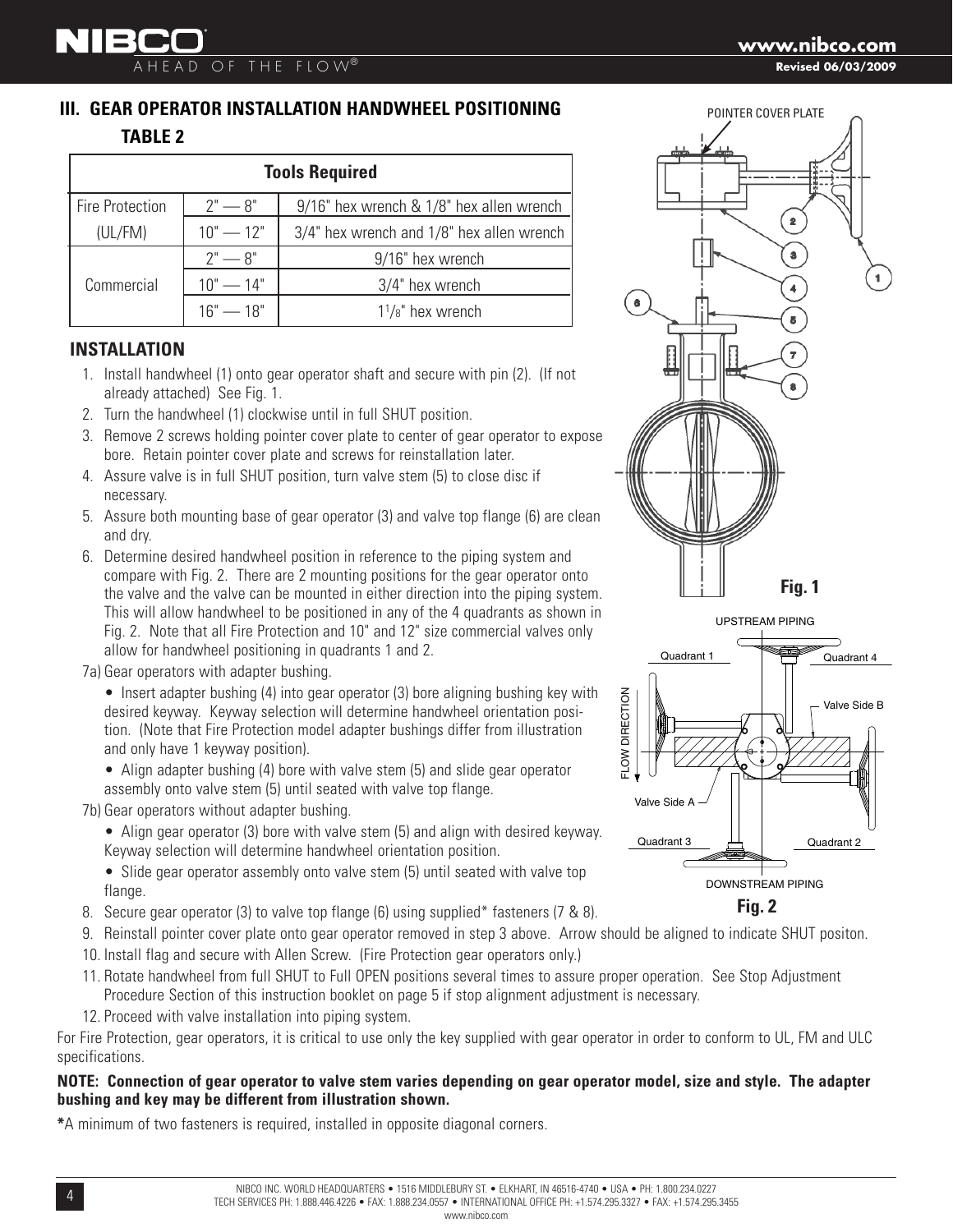## III. GEAR OPERATOR INSTALLATION HANDWHEEL POSITIONING

### TABLE 2

| Tools Required | | |
|---|---|---|
| Fire Protection (UL/FM) | 2" — 8" | 9/16" hex wrench & 1/8" hex allen wrench |
| | 10" — 12" | 3/4" hex wrench and 1/8" hex allen wrench |
| Commercial | 2" — 8" | 9/16" hex wrench |
| | 10" — 14" | 3/4" hex wrench |
| | 16" — 18" | 1 1/8" hex wrench |

### INSTALLATION

1. Install handwheel (1) onto gear operator shaft and secure with pin (2). (If not already attached) See Fig. 1.
2. Turn the handwheel (1) clockwise until in full SHUT position.
3. Remove 2 screws holding pointer cover plate to center of gear operator to expose bore. Retain pointer cover plate and screws for reinstallation later.
4. Assure valve is in full SHUT position, turn valve stem (5) to close disc if necessary.
5. Assure both mounting base of gear operator (3) and valve top flange (6) are clean and dry.
6. Determine desired handwheel position in reference to the piping system and compare with Fig. 2. There are 2 mounting positions for the gear operator onto the valve and the valve can be mounted in either direction into the piping system. This will allow handwheel to be positioned in any of the 4 quadrants as shown in Fig. 2. Note that all Fire Protection and 10" and 12" size commercial valves only allow for handwheel positioning in quadrants 1 and 2.

7a) Gear operators with adapter bushing.

- Insert adapter bushing (4) into gear operator (3) bore aligning bushing key with desired keyway. Keyway selection will determine handwheel orientation position. (Note that Fire Protection model adapter bushings differ from illustration and only have 1 keyway position).
- Align adapter bushing (4) bore with valve stem (5) and slide gear operator assembly onto valve stem (5) until seated with valve top flange.

7b) Gear operators without adapter bushing.

- Align gear operator (3) bore with valve stem (5) and align with desired keyway. Keyway selection will determine handwheel orientation position.
- Slide gear operator assembly onto valve stem (5) until seated with valve top flange.

8. Secure gear operator (3) to valve top flange (6) using supplied* fasteners (7 & 8).
9. Reinstall pointer cover plate onto gear operator removed in step 3 above. Arrow should be aligned to indicate SHUT positon.
10. Install flag and secure with Allen Screw. (Fire Protection gear operators only.)
11. Rotate handwheel from full SHUT to Full OPEN positions several times to assure proper operation. See Stop Adjustment Procedure Section of this instruction booklet on page 5 if stop alignment adjustment is necessary.
12. Proceed with valve installation into piping system.

POINTER COVER PLATE

Fig. 1

UPSTREAM PIPING

Quadrant 1 | Quadrant 4 | Valve Side B | FLOW DIRECTION | Valve Side A | Quadrant 3 | Quadrant 2

DOWNSTREAM PIPING

Fig. 2

For Fire Protection, gear operators, it is critical to use only the key supplied with gear operator in order to conform to UL, FM and ULC specifications.

**NOTE: Connection of gear operator to valve stem varies depending on gear operator model, size and style. The adapter bushing and key may be different from illustration shown.**

**\***A minimum of two fasteners is required, installed in opposite diagonal corners.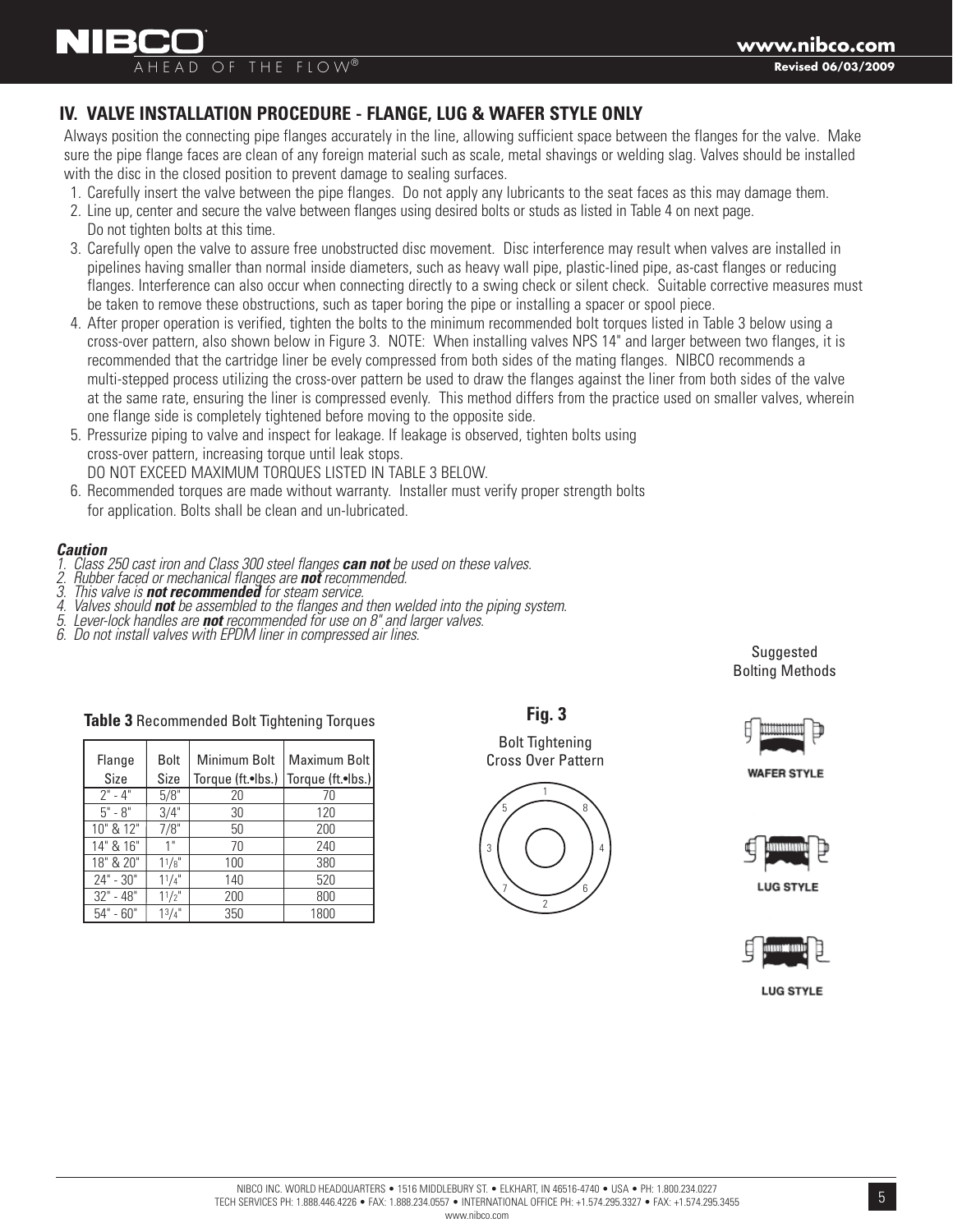## IV. VALVE INSTALLATION PROCEDURE - FLANGE, LUG & WAFER STYLE ONLY

Always position the connecting pipe flanges accurately in the line, allowing sufficient space between the flanges for the valve. Make sure the pipe flange faces are clean of any foreign material such as scale, metal shavings or welding slag. Valves should be installed with the disc in the closed position to prevent damage to sealing surfaces.

1. Carefully insert the valve between the pipe flanges. Do not apply any lubricants to the seat faces as this may damage them.
2. Line up, center and secure the valve between flanges using desired bolts or studs as listed in Table 4 on next page. Do not tighten bolts at this time.
3. Carefully open the valve to assure free unobstructed disc movement. Disc interference may result when valves are installed in pipelines having smaller than normal inside diameters, such as heavy wall pipe, plastic-lined pipe, as-cast flanges or reducing flanges. Interference can also occur when connecting directly to a swing check or silent check. Suitable corrective measures must be taken to remove these obstructions, such as taper boring the pipe or installing a spacer or spool piece.
4. After proper operation is verified, tighten the bolts to the minimum recommended bolt torques listed in Table 3 below using a cross-over pattern, also shown below in Figure 3. NOTE: When installing valves NPS 14" and larger between two flanges, it is recommended that the cartridge liner be evely compressed from both sides of the mating flanges. NIBCO recommends a multi-stepped process utilizing the cross-over pattern be used to draw the flanges against the liner from both sides of the valve at the same rate, ensuring the liner is compressed evenly. This method differs from the practice used on smaller valves, wherein one flange side is completely tightened before moving to the opposite side.
5. Pressurize piping to valve and inspect for leakage. If leakage is observed, tighten bolts using cross-over pattern, increasing torque until leak stops. DO NOT EXCEED MAXIMUM TORQUES LISTED IN TABLE 3 BELOW.
6. Recommended torques are made without warranty. Installer must verify proper strength bolts for application. Bolts shall be clean and un-lubricated.

***Caution***

1. *Class 250 cast iron and Class 300 steel flanges **can not** be used on these valves.*
2. *Rubber faced or mechanical flanges are **not** recommended.*
3. *This valve is **not recommended** for steam service.*
4. *Valves should **not** be assembled to the flanges and then welded into the piping system.*
5. *Lever-lock handles are **not** recommended for use on 8" and larger valves.*
6. *Do not install valves with EPDM liner in compressed air lines.*

**Table 3** Recommended Bolt Tightening Torques

| Flange Size | Bolt Size | Minimum Bolt Torque (ft.•lbs.) | Maximum Bolt Torque (ft.•lbs.) |
|---|---|---|---|
| 2" - 4" | 5/8" | 20 | 70 |
| 5" - 8" | 3/4" | 30 | 120 |
| 10" & 12" | 7/8" | 50 | 200 |
| 14" & 16" | 1" | 70 | 240 |
| 18" & 20" | 1 1/8" | 100 | 380 |
| 24" - 30" | 1 1/4" | 140 | 520 |
| 32" - 48" | 1 1/2" | 200 | 800 |
| 54" - 60" | 1 3/4" | 350 | 1800 |

**Fig. 3**

Bolt Tightening Cross Over Pattern

Suggested Bolting Methods

WAFER STYLE

LUG STYLE

LUG STYLE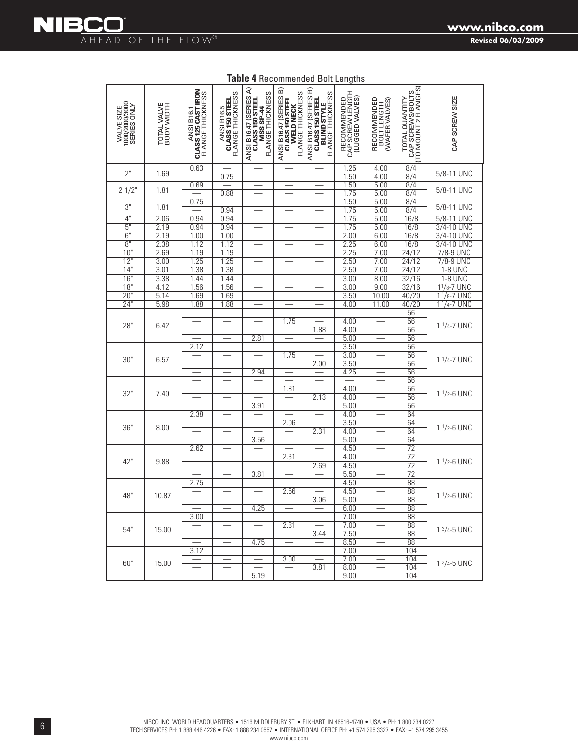**Table 4** Recommended Bolt Lengths

| VALVE SIZE 1000/2000/3000 SERIES ONLY | TOTAL VALVE BODY WIDTH | ANSI B16.1 **CLASS 125 CAST IRON** FLANGE THICKNESS | ANSI B16.5 **CLASS 150 STEEL** FLANGE THICKNESS | ANSI B16.47 (SERIES A) **CLASS 150 STEEL MSS SP-44** FLANGE THICKNESS | ANSI B16.47 (SERIES B) **CLASS 150 STEEL WELD NECK** FLANGE THICKNESS | ANSI B16.47 (SERIES B) **CLASS 150 STEEL BLIND STYLE** FLANGE THICKNESS | RECOMMENDED CAP SCREW LENGTH (LUGGED VALVES) | RECOMMENDED BOLT LENGTH (WAFER VALVES) | TOTAL QUANTITY CAP SCREWS/BOLTS (TO MOUNT 2 FLANGES) | CAP SCREW SIZE |
|---|---|---|---|---|---|---|---|---|---|---|
| 2" | 1.69 | 0.63 | — | — | — | — | 1.25 | 4.00 | 8/4 | 5/8-11 UNC |
| | | — | 0.75 | — | — | — | 1.50 | 4.00 | 8/4 | |
| 2 1/2" | 1.81 | 0.69 | — | — | — | — | 1.50 | 5.00 | 8/4 | 5/8-11 UNC |
| | | — | 0.88 | — | — | — | 1.75 | 5.00 | 8/4 | |
| 3" | 1.81 | 0.75 | — | — | — | — | 1.50 | 5.00 | 8/4 | 5/8-11 UNC |
| | | — | 0.94 | — | — | — | 1.75 | 5.00 | 8/4 | |
| 4" | 2.06 | 0.94 | 0.94 | — | — | — | 1.75 | 5.00 | 16/8 | 5/8-11 UNC |
| 5" | 2.19 | 0.94 | 0.94 | — | — | — | 1.75 | 5.00 | 16/8 | 3/4-10 UNC |
| 6" | 2.19 | 1.00 | 1.00 | — | — | — | 2.00 | 6.00 | 16/8 | 3/4-10 UNC |
| 8" | 2.38 | 1.12 | 1.12 | — | — | — | 2.25 | 6.00 | 16/8 | 3/4-10 UNC |
| 10" | 2.69 | 1.19 | 1.19 | — | — | — | 2.25 | 7.00 | 24/12 | 7/8-9 UNC |
| 12" | 3.00 | 1.25 | 1.25 | — | — | — | 2.50 | 7.00 | 24/12 | 7/8-9 UNC |
| 14" | 3.01 | 1.38 | 1.38 | — | — | — | 2.50 | 7.00 | 24/12 | 1-8 UNC |
| 16" | 3.38 | 1.44 | 1.44 | — | — | — | 3.00 | 8.00 | 32/16 | 1-8 UNC |
| 18" | 4.12 | 1.56 | 1.56 | — | — | — | 3.00 | 9.00 | 32/16 | 1 1/8-7 UNC |
| 20" | 5.14 | 1.69 | 1.69 | — | — | — | 3.50 | 10.00 | 40/20 | 1 1/8-7 UNC |
| 24" | 5.98 | 1.88 | 1.88 | — | — | — | 4.00 | 11.00 | 40/20 | 1 1/4-7 UNC |
| 28" | 6.42 | — | — | — | — | — | — | — | 56 | 1 1/4-7 UNC |
| | | — | — | — | 1.75 | — | 4.00 | — | 56 | |
| | | — | — | — | — | 1.88 | 4.00 | — | 56 | |
| | | — | — | 2.81 | — | — | 5.00 | — | 56 | |
| 30" | 6.57 | 2.12 | — | — | — | — | 3.50 | — | 56 | 1 1/4-7 UNC |
| | | — | — | — | 1.75 | — | 3.00 | — | 56 | |
| | | — | — | — | — | 2.00 | 3.50 | — | 56 | |
| | | — | — | 2.94 | — | — | 4.25 | — | 56 | |
| 32" | 7.40 | — | — | — | — | — | — | — | 56 | 1 1/2-6 UNC |
| | | — | — | — | 1.81 | — | 4.00 | — | 56 | |
| | | — | — | — | — | 2.13 | 4.00 | — | 56 | |
| | | — | — | 3.91 | — | — | 5.00 | — | 56 | |
| 36" | 8.00 | 2.38 | — | — | — | — | 4.00 | — | 64 | 1 1/2-6 UNC |
| | | — | — | — | 2.06 | — | 3.50 | — | 64 | |
| | | — | — | — | — | 2.31 | 4.00 | — | 64 | |
| | | — | — | 3.56 | — | — | 5.00 | — | 64 | |
| 42" | 9.88 | 2.62 | — | — | — | — | 4.50 | — | 72 | 1 1/2-6 UNC |
| | | — | — | — | 2.31 | — | 4.00 | — | 72 | |
| | | — | — | — | — | 2.69 | 4.50 | — | 72 | |
| | | — | — | 3.81 | — | — | 5.50 | — | 72 | |
| 48" | 10.87 | 2.75 | — | — | — | — | 4.50 | — | 88 | 1 1/2-6 UNC |
| | | — | — | — | 2.56 | — | 4.50 | — | 88 | |
| | | — | — | — | — | 3.06 | 5.00 | — | 88 | |
| | | — | — | 4.25 | — | — | 6.00 | — | 88 | |
| 54" | 15.00 | 3.00 | — | — | — | — | 7.00 | — | 88 | 1 3/4-5 UNC |
| | | — | — | — | 2.81 | — | 7.00 | — | 88 | |
| | | — | — | — | — | 3.44 | 7.50 | — | 88 | |
| | | — | — | 4.75 | — | — | 8.50 | — | 88 | |
| 60" | 15.00 | 3.12 | — | — | — | — | 7.00 | — | 104 | 1 3/4-5 UNC |
| | | — | — | — | 3.00 | — | 7.00 | — | 104 | |
| | | — | — | — | — | 3.81 | 8.00 | — | 104 | |
| | | — | — | 5.19 | — | — | 9.00 | — | 104 | |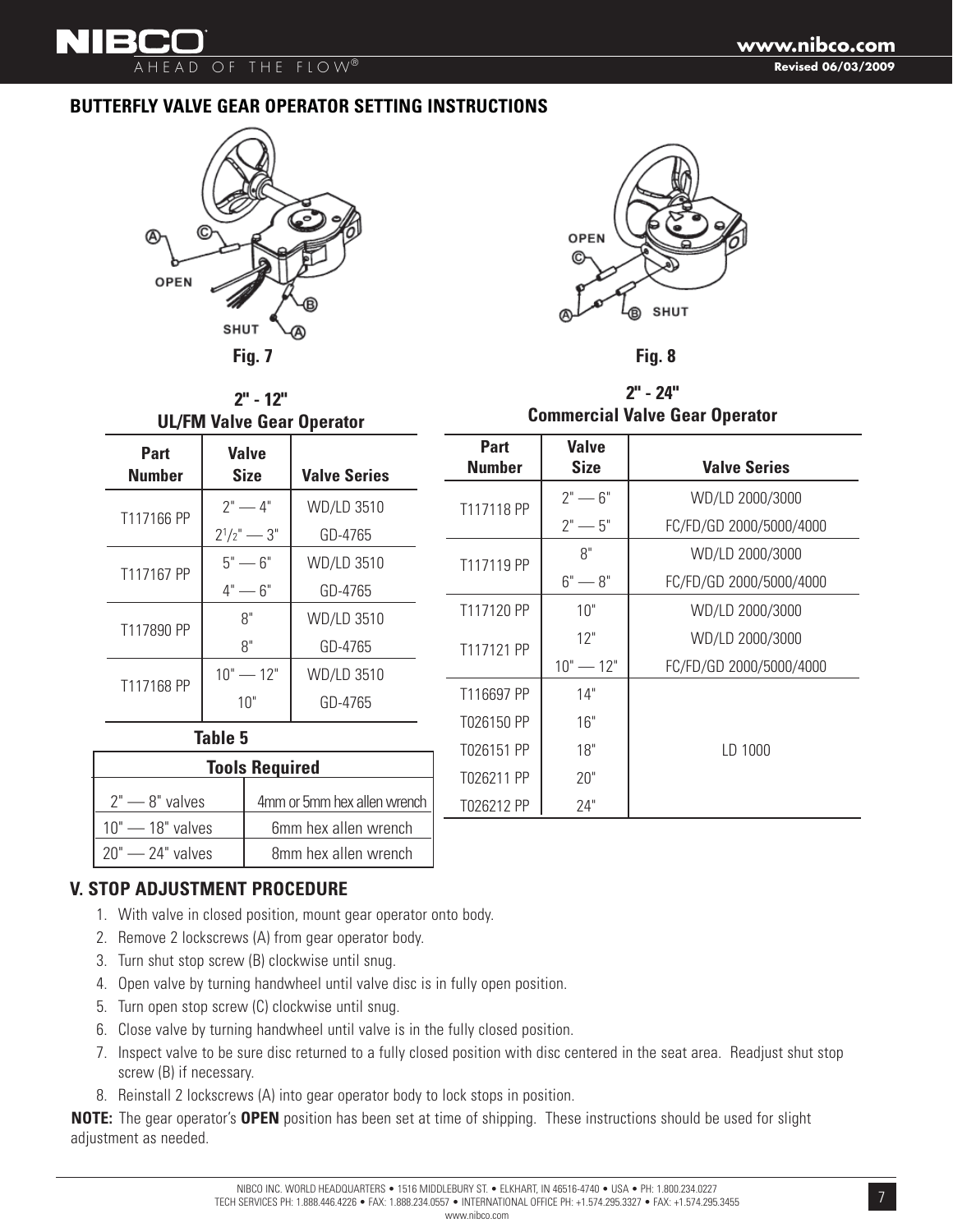## BUTTERFLY VALVE GEAR OPERATOR SETTING INSTRUCTIONS

Fig. 7

Fig. 8

**2" - 12"**
**UL/FM Valve Gear Operator**

| Part Number | Valve Size | Valve Series |
|---|---|---|
| T117166 PP | 2" — 4" | WD/LD 3510 |
| | 2½" — 3" | GD-4765 |
| T117167 PP | 5" — 6" | WD/LD 3510 |
| | 4" — 6" | GD-4765 |
| T117890 PP | 8" | WD/LD 3510 |
| | 8" | GD-4765 |
| T117168 PP | 10" — 12" | WD/LD 3510 |
| | 10" | GD-4765 |

**Table 5**

| Tools Required | |
|---|---|
| 2" — 8" valves | 4mm or 5mm hex allen wrench |
| 10" — 18" valves | 6mm hex allen wrench |
| 20" — 24" valves | 8mm hex allen wrench |

**2" - 24"**
**Commercial Valve Gear Operator**

| Part Number | Valve Size | Valve Series |
|---|---|---|
| T117118 PP | 2" — 6" | WD/LD 2000/3000 |
| | 2" — 5" | FC/FD/GD 2000/5000/4000 |
| T117119 PP | 8" | WD/LD 2000/3000 |
| | 6" — 8" | FC/FD/GD 2000/5000/4000 |
| T117120 PP | 10" | WD/LD 2000/3000 |
| T117121 PP | 12" | WD/LD 2000/3000 |
| | 10" — 12" | FC/FD/GD 2000/5000/4000 |
| T116697 PP | 14" | LD 1000 |
| T026150 PP | 16" | LD 1000 |
| T026151 PP | 18" | LD 1000 |
| T026211 PP | 20" | LD 1000 |
| T026212 PP | 24" | LD 1000 |

## V. STOP ADJUSTMENT PROCEDURE

1. With valve in closed position, mount gear operator onto body.
2. Remove 2 lockscrews (A) from gear operator body.
3. Turn shut stop screw (B) clockwise until snug.
4. Open valve by turning handwheel until valve disc is in fully open position.
5. Turn open stop screw (C) clockwise until snug.
6. Close valve by turning handwheel until valve is in the fully closed position.
7. Inspect valve to be sure disc returned to a fully closed position with disc centered in the seat area. Readjust shut stop screw (B) if necessary.
8. Reinstall 2 lockscrews (A) into gear operator body to lock stops in position.

**NOTE:** The gear operator's **OPEN** position has been set at time of shipping. These instructions should be used for slight adjustment as needed.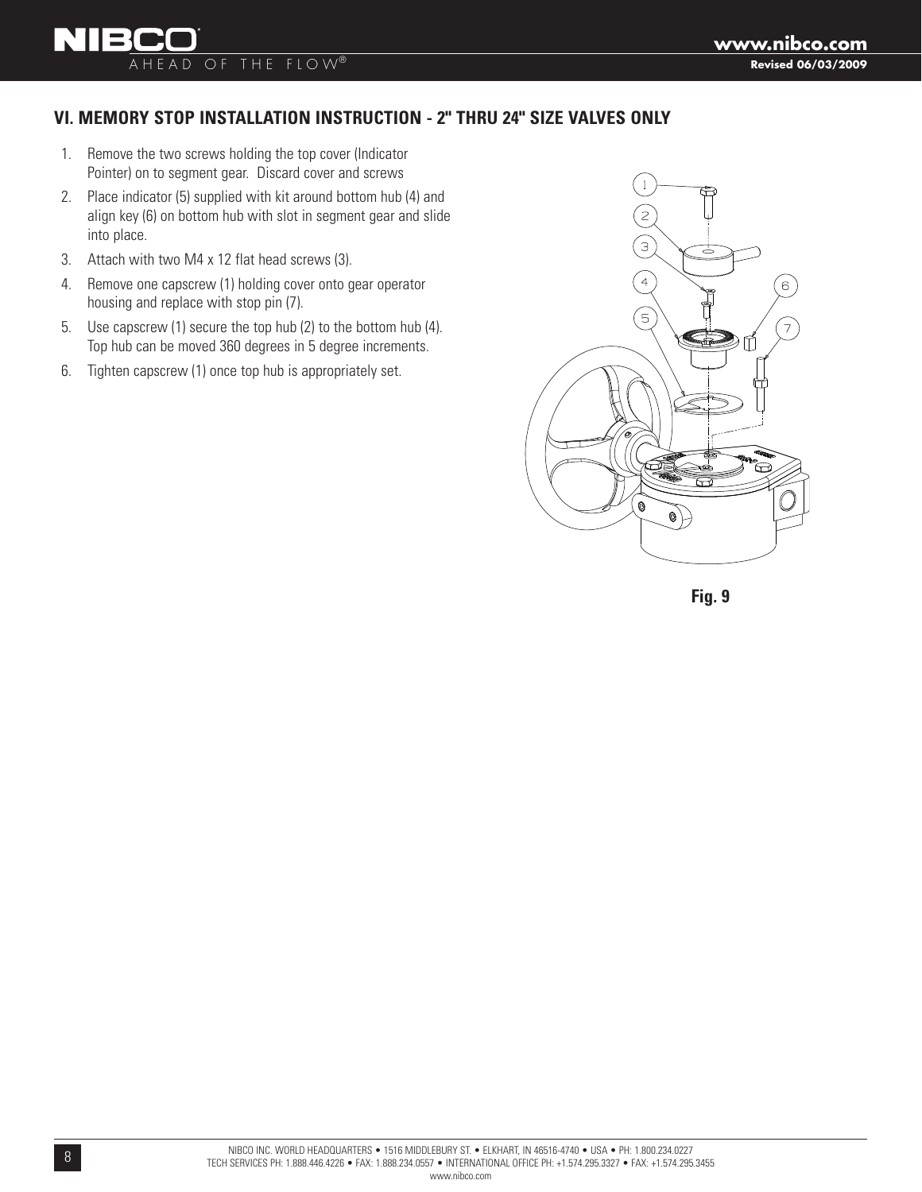## VI. MEMORY STOP INSTALLATION INSTRUCTION - 2" THRU 24" SIZE VALVES ONLY

1. Remove the two screws holding the top cover (Indicator Pointer) on to segment gear. Discard cover and screws
2. Place indicator (5) supplied with kit around bottom hub (4) and align key (6) on bottom hub with slot in segment gear and slide into place.
3. Attach with two M4 x 12 flat head screws (3).
4. Remove one capscrew (1) holding cover onto gear operator housing and replace with stop pin (7).
5. Use capscrew (1) secure the top hub (2) to the bottom hub (4). Top hub can be moved 360 degrees in 5 degree increments.
6. Tighten capscrew (1) once top hub is appropriately set.

Fig. 9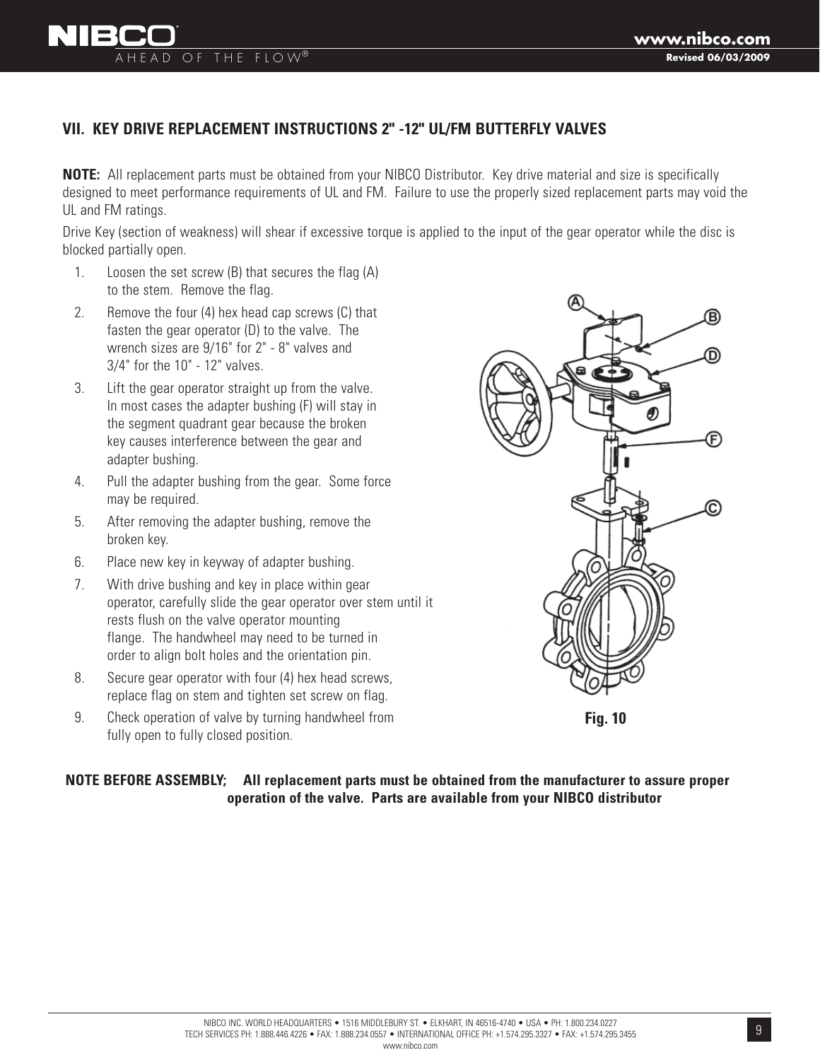## VII. KEY DRIVE REPLACEMENT INSTRUCTIONS 2" -12" UL/FM BUTTERFLY VALVES

**NOTE:** All replacement parts must be obtained from your NIBCO Distributor. Key drive material and size is specifically designed to meet performance requirements of UL and FM. Failure to use the properly sized replacement parts may void the UL and FM ratings.

Drive Key (section of weakness) will shear if excessive torque is applied to the input of the gear operator while the disc is blocked partially open.

1. Loosen the set screw (B) that secures the flag (A) to the stem. Remove the flag.
2. Remove the four (4) hex head cap screws (C) that fasten the gear operator (D) to the valve. The wrench sizes are 9/16" for 2" - 8" valves and 3/4" for the 10" - 12" valves.
3. Lift the gear operator straight up from the valve. In most cases the adapter bushing (F) will stay in the segment quadrant gear because the broken key causes interference between the gear and adapter bushing.
4. Pull the adapter bushing from the gear. Some force may be required.
5. After removing the adapter bushing, remove the broken key.
6. Place new key in keyway of adapter bushing.
7. With drive bushing and key in place within gear operator, carefully slide the gear operator over stem until it rests flush on the valve operator mounting flange. The handwheel may need to be turned in order to align bolt holes and the orientation pin.
8. Secure gear operator with four (4) hex head screws, replace flag on stem and tighten set screw on flag.
9. Check operation of valve by turning handwheel from fully open to fully closed position.

**Fig. 10**

**NOTE BEFORE ASSEMBLY; All replacement parts must be obtained from the manufacturer to assure proper operation of the valve. Parts are available from your NIBCO distributor**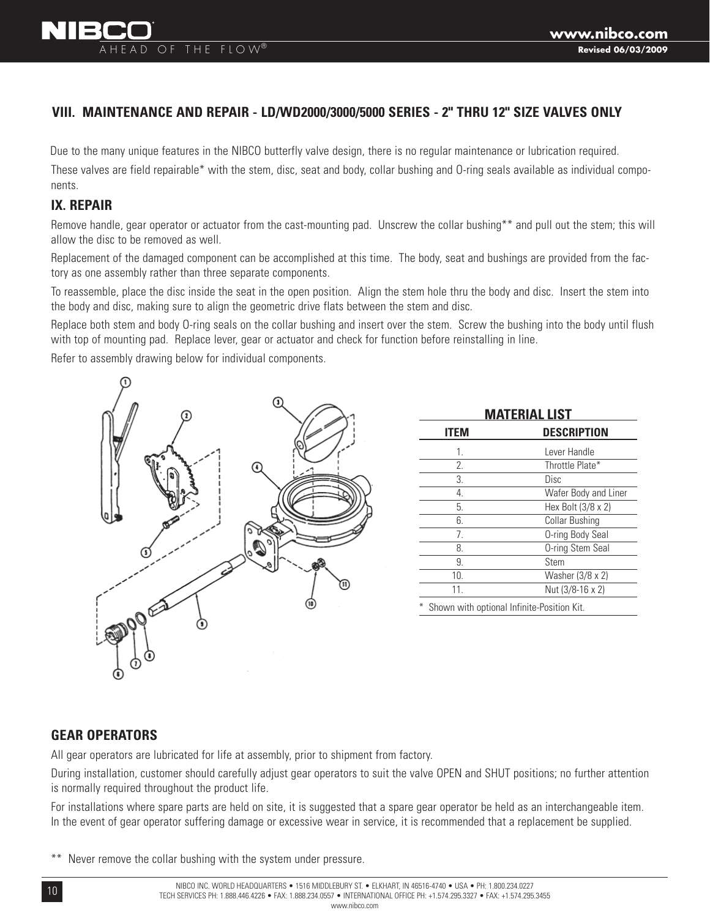## VIII. MAINTENANCE AND REPAIR - LD/WD2000/3000/5000 SERIES - 2" THRU 12" SIZE VALVES ONLY

Due to the many unique features in the NIBCO butterfly valve design, there is no regular maintenance or lubrication required.

These valves are field repairable* with the stem, disc, seat and body, collar bushing and O-ring seals available as individual components.

## IX. REPAIR

Remove handle, gear operator or actuator from the cast-mounting pad. Unscrew the collar bushing** and pull out the stem; this will allow the disc to be removed as well.

Replacement of the damaged component can be accomplished at this time. The body, seat and bushings are provided from the factory as one assembly rather than three separate components.

To reassemble, place the disc inside the seat in the open position. Align the stem hole thru the body and disc. Insert the stem into the body and disc, making sure to align the geometric drive flats between the stem and disc.

Replace both stem and body O-ring seals on the collar bushing and insert over the stem. Screw the bushing into the body until flush with top of mounting pad. Replace lever, gear or actuator and check for function before reinstalling in line.

Refer to assembly drawing below for individual components.

1
2
3
4
5
6
7
8
9
10
11

**MATERIAL LIST**

| ITEM | DESCRIPTION |
|---|---|
| 1. | Lever Handle |
| 2. | Throttle Plate* |
| 3. | Disc |
| 4. | Wafer Body and Liner |
| 5. | Hex Bolt (3/8 x 2) |
| 6. | Collar Bushing |
| 7. | O-ring Body Seal |
| 8. | O-ring Stem Seal |
| 9. | Stem |
| 10. | Washer (3/8 x 2) |
| 11. | Nut (3/8-16 x 2) |

\* Shown with optional Infinite-Position Kit.

## GEAR OPERATORS

All gear operators are lubricated for life at assembly, prior to shipment from factory.

During installation, customer should carefully adjust gear operators to suit the valve OPEN and SHUT positions; no further attention is normally required throughout the product life.

For installations where spare parts are held on site, it is suggested that a spare gear operator be held as an interchangeable item. In the event of gear operator suffering damage or excessive wear in service, it is recommended that a replacement be supplied.

** Never remove the collar bushing with the system under pressure.